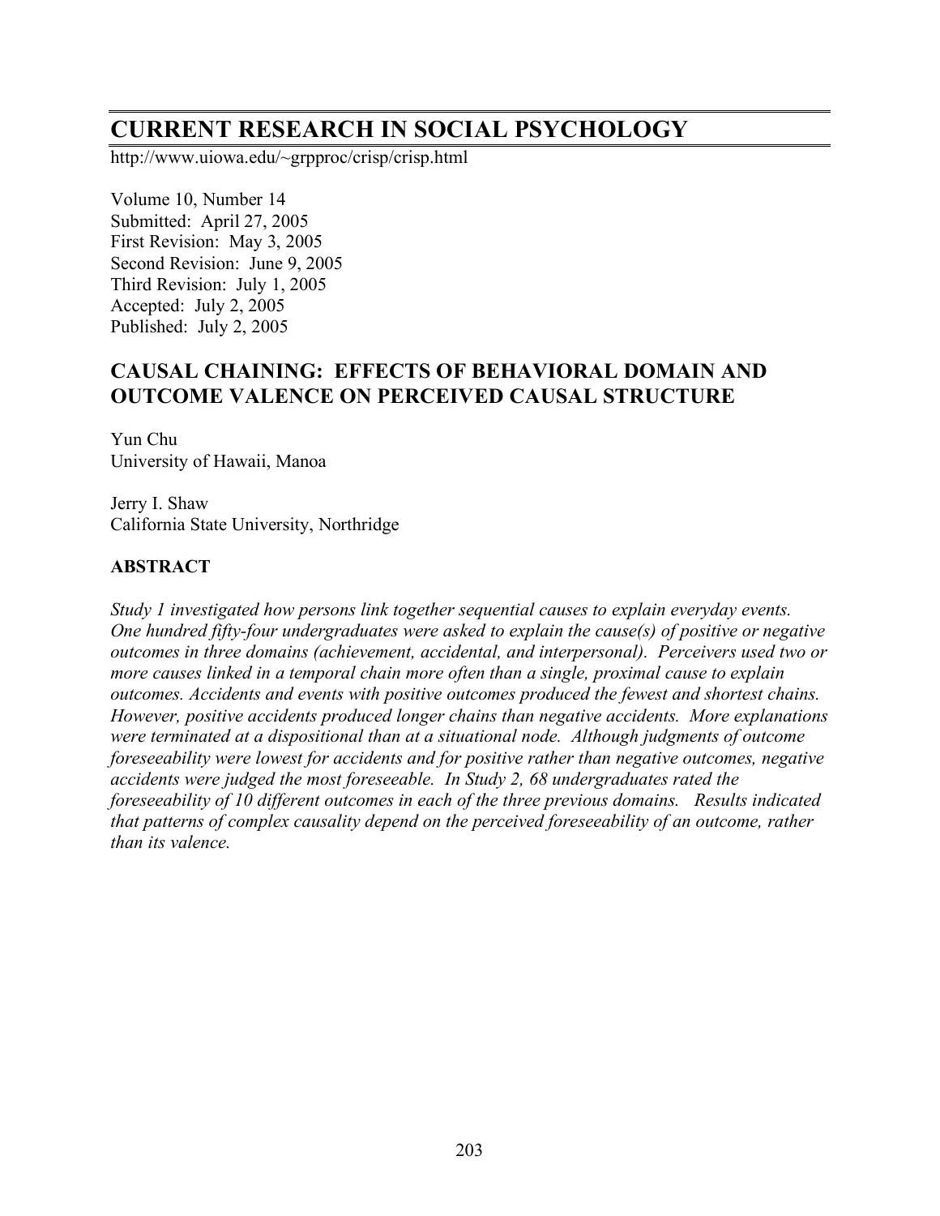# CURRENT RESEARCH IN SOCIAL PSYCHOLOGY

http://www.uiowa.edu/~grpproc/crisp/crisp.html

Volume 10, Number 14
Submitted: April 27, 2005
First Revision: May 3, 2005
Second Revision: June 9, 2005
Third Revision: July 1, 2005
Accepted: July 2, 2005
Published: July 2, 2005

## CAUSAL CHAINING: EFFECTS OF BEHAVIORAL DOMAIN AND OUTCOME VALENCE ON PERCEIVED CAUSAL STRUCTURE

Yun Chu
University of Hawaii, Manoa

Jerry I. Shaw
California State University, Northridge

### ABSTRACT

*Study 1 investigated how persons link together sequential causes to explain everyday events. One hundred fifty-four undergraduates were asked to explain the cause(s) of positive or negative outcomes in three domains (achievement, accidental, and interpersonal). Perceivers used two or more causes linked in a temporal chain more often than a single, proximal cause to explain outcomes. Accidents and events with positive outcomes produced the fewest and shortest chains. However, positive accidents produced longer chains than negative accidents. More explanations were terminated at a dispositional than at a situational node. Although judgments of outcome foreseeability were lowest for accidents and for positive rather than negative outcomes, negative accidents were judged the most foreseeable. In Study 2, 68 undergraduates rated the foreseeability of 10 different outcomes in each of the three previous domains. Results indicated that patterns of complex causality depend on the perceived foreseeability of an outcome, rather than its valence.*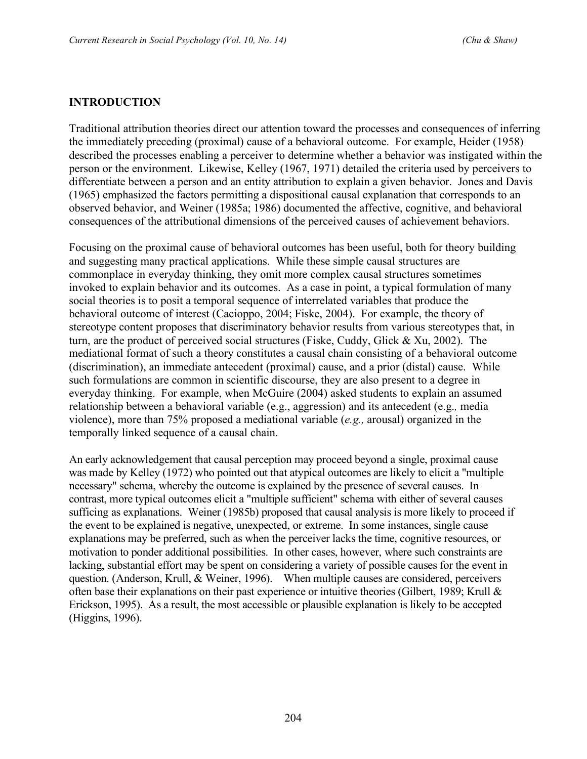## INTRODUCTION

Traditional attribution theories direct our attention toward the processes and consequences of inferring the immediately preceding (proximal) cause of a behavioral outcome. For example, Heider (1958) described the processes enabling a perceiver to determine whether a behavior was instigated within the person or the environment. Likewise, Kelley (1967, 1971) detailed the criteria used by perceivers to differentiate between a person and an entity attribution to explain a given behavior. Jones and Davis (1965) emphasized the factors permitting a dispositional causal explanation that corresponds to an observed behavior, and Weiner (1985a; 1986) documented the affective, cognitive, and behavioral consequences of the attributional dimensions of the perceived causes of achievement behaviors.

Focusing on the proximal cause of behavioral outcomes has been useful, both for theory building and suggesting many practical applications. While these simple causal structures are commonplace in everyday thinking, they omit more complex causal structures sometimes invoked to explain behavior and its outcomes. As a case in point, a typical formulation of many social theories is to posit a temporal sequence of interrelated variables that produce the behavioral outcome of interest (Cacioppo, 2004; Fiske, 2004). For example, the theory of stereotype content proposes that discriminatory behavior results from various stereotypes that, in turn, are the product of perceived social structures (Fiske, Cuddy, Glick & Xu, 2002). The mediational format of such a theory constitutes a causal chain consisting of a behavioral outcome (discrimination), an immediate antecedent (proximal) cause, and a prior (distal) cause. While such formulations are common in scientific discourse, they are also present to a degree in everyday thinking. For example, when McGuire (2004) asked students to explain an assumed relationship between a behavioral variable (e.g., aggression) and its antecedent (e.g., media violence), more than 75% proposed a mediational variable (*e.g.,* arousal) organized in the temporally linked sequence of a causal chain.

An early acknowledgement that causal perception may proceed beyond a single, proximal cause was made by Kelley (1972) who pointed out that atypical outcomes are likely to elicit a "multiple necessary" schema, whereby the outcome is explained by the presence of several causes. In contrast, more typical outcomes elicit a "multiple sufficient" schema with either of several causes sufficing as explanations. Weiner (1985b) proposed that causal analysis is more likely to proceed if the event to be explained is negative, unexpected, or extreme. In some instances, single cause explanations may be preferred, such as when the perceiver lacks the time, cognitive resources, or motivation to ponder additional possibilities. In other cases, however, where such constraints are lacking, substantial effort may be spent on considering a variety of possible causes for the event in question. (Anderson, Krull, & Weiner, 1996). When multiple causes are considered, perceivers often base their explanations on their past experience or intuitive theories (Gilbert, 1989; Krull & Erickson, 1995). As a result, the most accessible or plausible explanation is likely to be accepted (Higgins, 1996).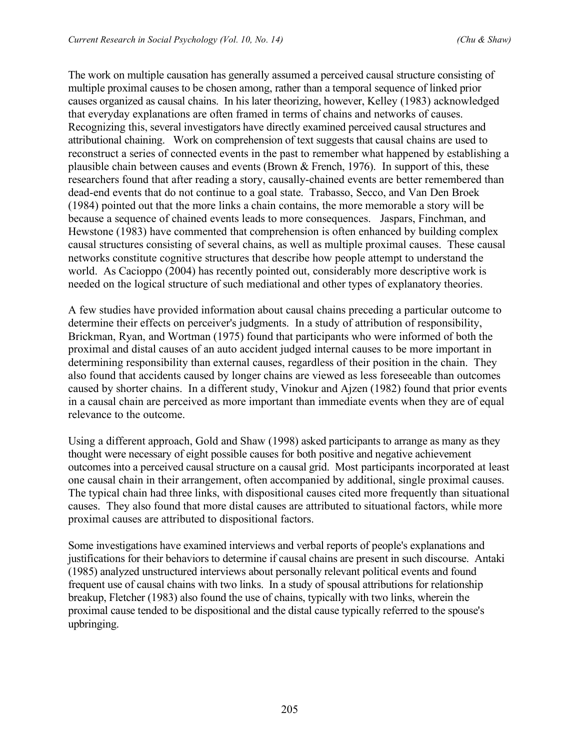The work on multiple causation has generally assumed a perceived causal structure consisting of multiple proximal causes to be chosen among, rather than a temporal sequence of linked prior causes organized as causal chains. In his later theorizing, however, Kelley (1983) acknowledged that everyday explanations are often framed in terms of chains and networks of causes. Recognizing this, several investigators have directly examined perceived causal structures and attributional chaining. Work on comprehension of text suggests that causal chains are used to reconstruct a series of connected events in the past to remember what happened by establishing a plausible chain between causes and events (Brown & French, 1976). In support of this, these researchers found that after reading a story, causally-chained events are better remembered than dead-end events that do not continue to a goal state. Trabasso, Secco, and Van Den Broek (1984) pointed out that the more links a chain contains, the more memorable a story will be because a sequence of chained events leads to more consequences. Jaspars, Finchman, and Hewstone (1983) have commented that comprehension is often enhanced by building complex causal structures consisting of several chains, as well as multiple proximal causes. These causal networks constitute cognitive structures that describe how people attempt to understand the world. As Cacioppo (2004) has recently pointed out, considerably more descriptive work is needed on the logical structure of such mediational and other types of explanatory theories.

A few studies have provided information about causal chains preceding a particular outcome to determine their effects on perceiver's judgments. In a study of attribution of responsibility, Brickman, Ryan, and Wortman (1975) found that participants who were informed of both the proximal and distal causes of an auto accident judged internal causes to be more important in determining responsibility than external causes, regardless of their position in the chain. They also found that accidents caused by longer chains are viewed as less foreseeable than outcomes caused by shorter chains. In a different study, Vinokur and Ajzen (1982) found that prior events in a causal chain are perceived as more important than immediate events when they are of equal relevance to the outcome.

Using a different approach, Gold and Shaw (1998) asked participants to arrange as many as they thought were necessary of eight possible causes for both positive and negative achievement outcomes into a perceived causal structure on a causal grid. Most participants incorporated at least one causal chain in their arrangement, often accompanied by additional, single proximal causes. The typical chain had three links, with dispositional causes cited more frequently than situational causes. They also found that more distal causes are attributed to situational factors, while more proximal causes are attributed to dispositional factors.

Some investigations have examined interviews and verbal reports of people's explanations and justifications for their behaviors to determine if causal chains are present in such discourse. Antaki (1985) analyzed unstructured interviews about personally relevant political events and found frequent use of causal chains with two links. In a study of spousal attributions for relationship breakup, Fletcher (1983) also found the use of chains, typically with two links, wherein the proximal cause tended to be dispositional and the distal cause typically referred to the spouse's upbringing.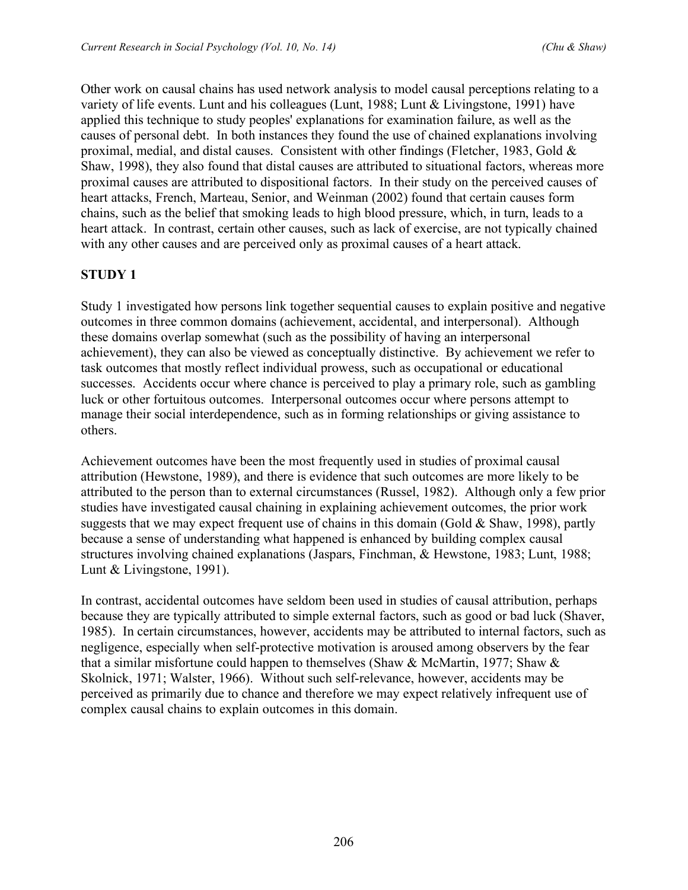Other work on causal chains has used network analysis to model causal perceptions relating to a variety of life events. Lunt and his colleagues (Lunt, 1988; Lunt & Livingstone, 1991) have applied this technique to study peoples' explanations for examination failure, as well as the causes of personal debt. In both instances they found the use of chained explanations involving proximal, medial, and distal causes. Consistent with other findings (Fletcher, 1983, Gold & Shaw, 1998), they also found that distal causes are attributed to situational factors, whereas more proximal causes are attributed to dispositional factors. In their study on the perceived causes of heart attacks, French, Marteau, Senior, and Weinman (2002) found that certain causes form chains, such as the belief that smoking leads to high blood pressure, which, in turn, leads to a heart attack. In contrast, certain other causes, such as lack of exercise, are not typically chained with any other causes and are perceived only as proximal causes of a heart attack.

## STUDY 1

Study 1 investigated how persons link together sequential causes to explain positive and negative outcomes in three common domains (achievement, accidental, and interpersonal). Although these domains overlap somewhat (such as the possibility of having an interpersonal achievement), they can also be viewed as conceptually distinctive. By achievement we refer to task outcomes that mostly reflect individual prowess, such as occupational or educational successes. Accidents occur where chance is perceived to play a primary role, such as gambling luck or other fortuitous outcomes. Interpersonal outcomes occur where persons attempt to manage their social interdependence, such as in forming relationships or giving assistance to others.

Achievement outcomes have been the most frequently used in studies of proximal causal attribution (Hewstone, 1989), and there is evidence that such outcomes are more likely to be attributed to the person than to external circumstances (Russel, 1982). Although only a few prior studies have investigated causal chaining in explaining achievement outcomes, the prior work suggests that we may expect frequent use of chains in this domain (Gold & Shaw, 1998), partly because a sense of understanding what happened is enhanced by building complex causal structures involving chained explanations (Jaspars, Finchman, & Hewstone, 1983; Lunt, 1988; Lunt & Livingstone, 1991).

In contrast, accidental outcomes have seldom been used in studies of causal attribution, perhaps because they are typically attributed to simple external factors, such as good or bad luck (Shaver, 1985). In certain circumstances, however, accidents may be attributed to internal factors, such as negligence, especially when self-protective motivation is aroused among observers by the fear that a similar misfortune could happen to themselves (Shaw & McMartin, 1977; Shaw & Skolnick, 1971; Walster, 1966). Without such self-relevance, however, accidents may be perceived as primarily due to chance and therefore we may expect relatively infrequent use of complex causal chains to explain outcomes in this domain.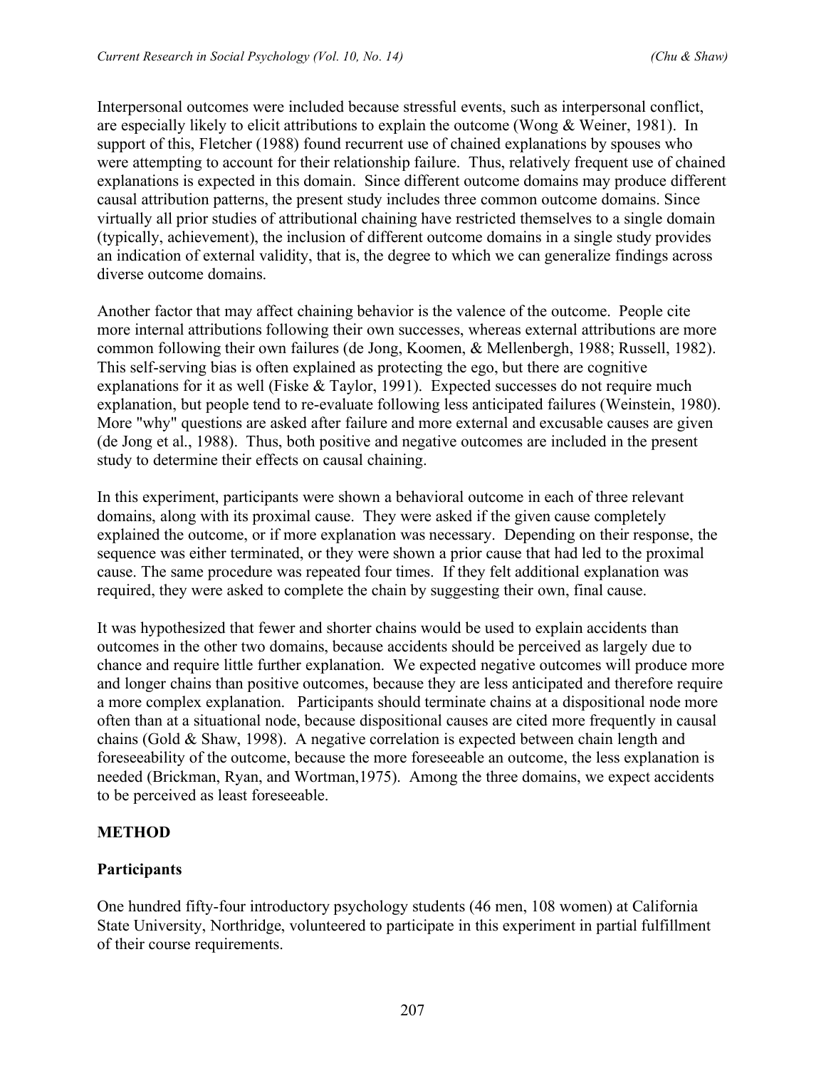Interpersonal outcomes were included because stressful events, such as interpersonal conflict, are especially likely to elicit attributions to explain the outcome (Wong & Weiner, 1981). In support of this, Fletcher (1988) found recurrent use of chained explanations by spouses who were attempting to account for their relationship failure. Thus, relatively frequent use of chained explanations is expected in this domain. Since different outcome domains may produce different causal attribution patterns, the present study includes three common outcome domains. Since virtually all prior studies of attributional chaining have restricted themselves to a single domain (typically, achievement), the inclusion of different outcome domains in a single study provides an indication of external validity, that is, the degree to which we can generalize findings across diverse outcome domains.

Another factor that may affect chaining behavior is the valence of the outcome. People cite more internal attributions following their own successes, whereas external attributions are more common following their own failures (de Jong, Koomen, & Mellenbergh, 1988; Russell, 1982). This self-serving bias is often explained as protecting the ego, but there are cognitive explanations for it as well (Fiske & Taylor, 1991). Expected successes do not require much explanation, but people tend to re-evaluate following less anticipated failures (Weinstein, 1980). More "why" questions are asked after failure and more external and excusable causes are given (de Jong et al., 1988). Thus, both positive and negative outcomes are included in the present study to determine their effects on causal chaining.

In this experiment, participants were shown a behavioral outcome in each of three relevant domains, along with its proximal cause. They were asked if the given cause completely explained the outcome, or if more explanation was necessary. Depending on their response, the sequence was either terminated, or they were shown a prior cause that had led to the proximal cause. The same procedure was repeated four times. If they felt additional explanation was required, they were asked to complete the chain by suggesting their own, final cause.

It was hypothesized that fewer and shorter chains would be used to explain accidents than outcomes in the other two domains, because accidents should be perceived as largely due to chance and require little further explanation. We expected negative outcomes will produce more and longer chains than positive outcomes, because they are less anticipated and therefore require a more complex explanation. Participants should terminate chains at a dispositional node more often than at a situational node, because dispositional causes are cited more frequently in causal chains (Gold & Shaw, 1998). A negative correlation is expected between chain length and foreseeability of the outcome, because the more foreseeable an outcome, the less explanation is needed (Brickman, Ryan, and Wortman,1975). Among the three domains, we expect accidents to be perceived as least foreseeable.

## METHOD

### Participants

One hundred fifty-four introductory psychology students (46 men, 108 women) at California State University, Northridge, volunteered to participate in this experiment in partial fulfillment of their course requirements.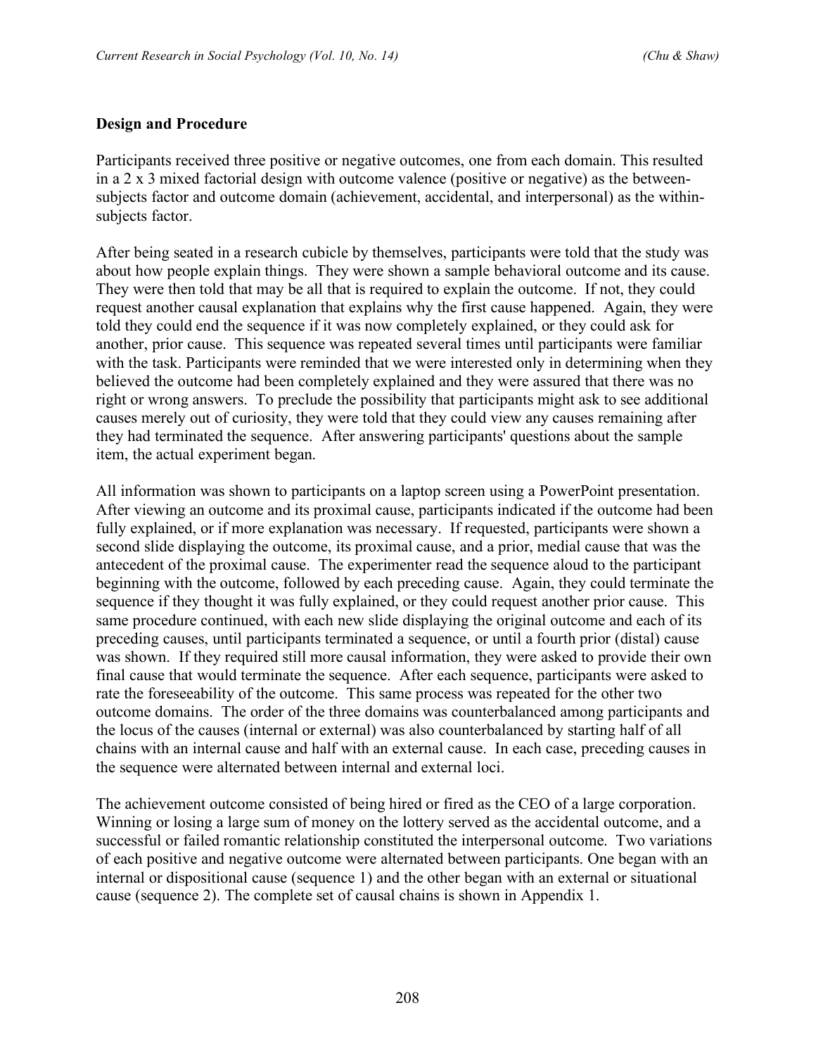**Design and Procedure**

Participants received three positive or negative outcomes, one from each domain. This resulted in a 2 x 3 mixed factorial design with outcome valence (positive or negative) as the between-subjects factor and outcome domain (achievement, accidental, and interpersonal) as the within-subjects factor.

After being seated in a research cubicle by themselves, participants were told that the study was about how people explain things. They were shown a sample behavioral outcome and its cause. They were then told that may be all that is required to explain the outcome. If not, they could request another causal explanation that explains why the first cause happened. Again, they were told they could end the sequence if it was now completely explained, or they could ask for another, prior cause. This sequence was repeated several times until participants were familiar with the task. Participants were reminded that we were interested only in determining when they believed the outcome had been completely explained and they were assured that there was no right or wrong answers. To preclude the possibility that participants might ask to see additional causes merely out of curiosity, they were told that they could view any causes remaining after they had terminated the sequence. After answering participants' questions about the sample item, the actual experiment began.

All information was shown to participants on a laptop screen using a PowerPoint presentation. After viewing an outcome and its proximal cause, participants indicated if the outcome had been fully explained, or if more explanation was necessary. If requested, participants were shown a second slide displaying the outcome, its proximal cause, and a prior, medial cause that was the antecedent of the proximal cause. The experimenter read the sequence aloud to the participant beginning with the outcome, followed by each preceding cause. Again, they could terminate the sequence if they thought it was fully explained, or they could request another prior cause. This same procedure continued, with each new slide displaying the original outcome and each of its preceding causes, until participants terminated a sequence, or until a fourth prior (distal) cause was shown. If they required still more causal information, they were asked to provide their own final cause that would terminate the sequence. After each sequence, participants were asked to rate the foreseeability of the outcome. This same process was repeated for the other two outcome domains. The order of the three domains was counterbalanced among participants and the locus of the causes (internal or external) was also counterbalanced by starting half of all chains with an internal cause and half with an external cause. In each case, preceding causes in the sequence were alternated between internal and external loci.

The achievement outcome consisted of being hired or fired as the CEO of a large corporation. Winning or losing a large sum of money on the lottery served as the accidental outcome, and a successful or failed romantic relationship constituted the interpersonal outcome. Two variations of each positive and negative outcome were alternated between participants. One began with an internal or dispositional cause (sequence 1) and the other began with an external or situational cause (sequence 2). The complete set of causal chains is shown in Appendix 1.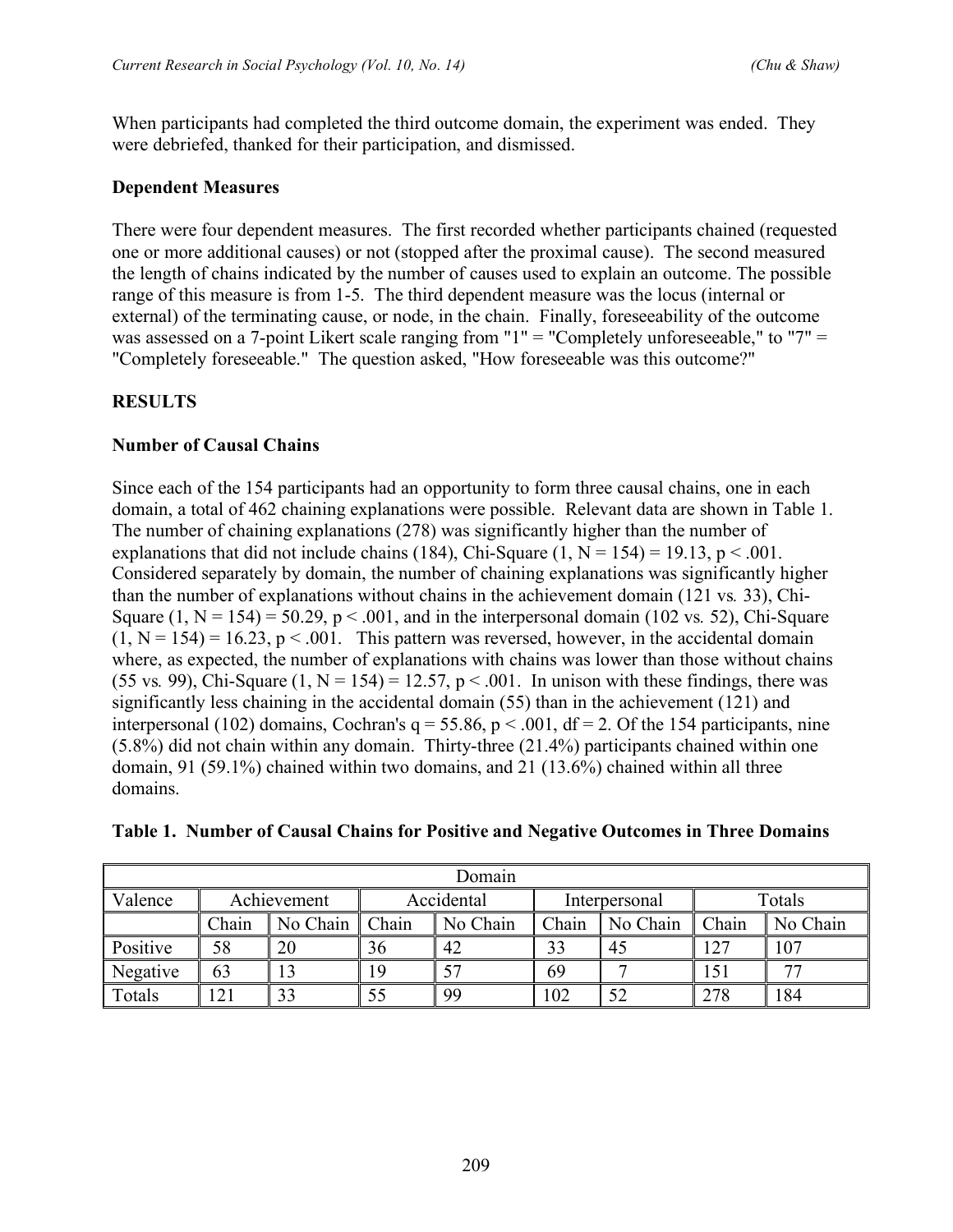When participants had completed the third outcome domain, the experiment was ended. They were debriefed, thanked for their participation, and dismissed.

### Dependent Measures

There were four dependent measures. The first recorded whether participants chained (requested one or more additional causes) or not (stopped after the proximal cause). The second measured the length of chains indicated by the number of causes used to explain an outcome. The possible range of this measure is from 1-5. The third dependent measure was the locus (internal or external) of the terminating cause, or node, in the chain. Finally, foreseeability of the outcome was assessed on a 7-point Likert scale ranging from "1" = "Completely unforeseeable," to "7" = "Completely foreseeable." The question asked, "How foreseeable was this outcome?"

## RESULTS

### Number of Causal Chains

Since each of the 154 participants had an opportunity to form three causal chains, one in each domain, a total of 462 chaining explanations were possible. Relevant data are shown in Table 1. The number of chaining explanations (278) was significantly higher than the number of explanations that did not include chains (184), Chi-Square $(1, N = 154) = 19.13$, $p < .001$. Considered separately by domain, the number of chaining explanations was significantly higher than the number of explanations without chains in the achievement domain (121 *vs.* 33), Chi-Square $(1, N = 154) = 50.29$, $p < .001$, and in the interpersonal domain (102 *vs.* 52), Chi-Square $(1, N = 154) = 16.23$, $p < .001$. This pattern was reversed, however, in the accidental domain where, as expected, the number of explanations with chains was lower than those without chains (55 *vs.* 99), Chi-Square $(1, N = 154) = 12.57$, $p < .001$. In unison with these findings, there was significantly less chaining in the accidental domain (55) than in the achievement (121) and interpersonal (102) domains, Cochran's $q = 55.86$, $p < .001$, $df = 2$. Of the 154 participants, nine (5.8%) did not chain within any domain. Thirty-three (21.4%) participants chained within one domain, 91 (59.1%) chained within two domains, and 21 (13.6%) chained within all three domains.

**Table 1. Number of Causal Chains for Positive and Negative Outcomes in Three Domains**

| Domain | | | | | | | | |
|---|---|---|---|---|---|---|---|---|
| Valence | Achievement | | Accidental | | Interpersonal | | Totals | |
| | Chain | No Chain | Chain | No Chain | Chain | No Chain | Chain | No Chain |
| Positive | 58 | 20 | 36 | 42 | 33 | 45 | 127 | 107 |
| Negative | 63 | 13 | 19 | 57 | 69 | 7 | 151 | 77 |
| Totals | 121 | 33 | 55 | 99 | 102 | 52 | 278 | 184 |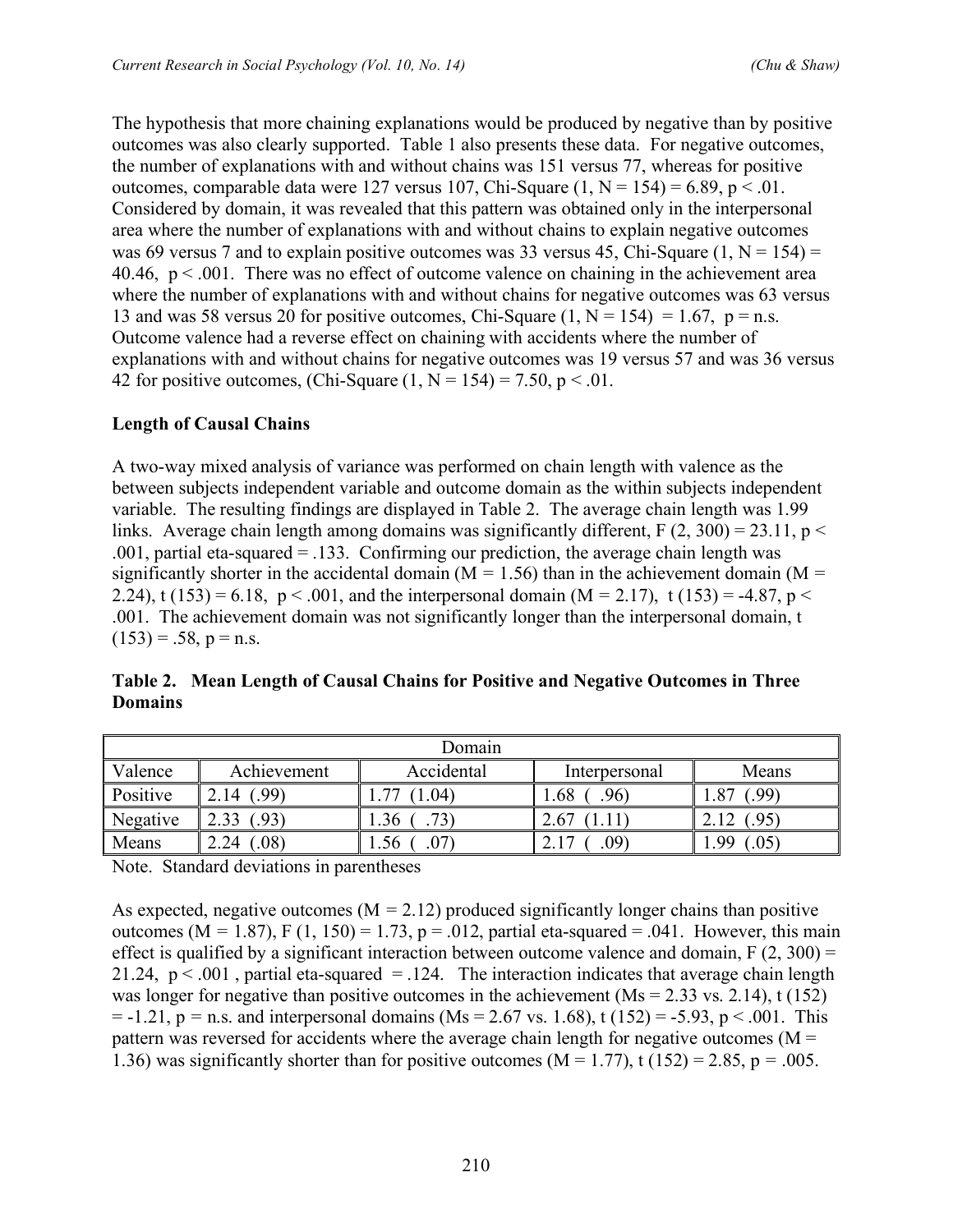The hypothesis that more chaining explanations would be produced by negative than by positive outcomes was also clearly supported. Table 1 also presents these data. For negative outcomes, the number of explanations with and without chains was 151 versus 77, whereas for positive outcomes, comparable data were 127 versus 107, Chi-Square $(1, N = 154) = 6.89$, $p < .01$. Considered by domain, it was revealed that this pattern was obtained only in the interpersonal area where the number of explanations with and without chains to explain negative outcomes was 69 versus 7 and to explain positive outcomes was 33 versus 45, Chi-Square $(1, N = 154) = 40.46$, $p < .001$. There was no effect of outcome valence on chaining in the achievement area where the number of explanations with and without chains for negative outcomes was 63 versus 13 and was 58 versus 20 for positive outcomes, Chi-Square $(1, N = 154) = 1.67$, $p =$ n.s. Outcome valence had a reverse effect on chaining with accidents where the number of explanations with and without chains for negative outcomes was 19 versus 57 and was 36 versus 42 for positive outcomes, (Chi-Square $(1, N = 154) = 7.50$, $p < .01$.

**Length of Causal Chains**

A two-way mixed analysis of variance was performed on chain length with valence as the between subjects independent variable and outcome domain as the within subjects independent variable. The resulting findings are displayed in Table 2. The average chain length was 1.99 links. Average chain length among domains was significantly different, $F(2, 300) = 23.11$, $p < .001$, partial eta-squared = .133. Confirming our prediction, the average chain length was significantly shorter in the accidental domain ($M = 1.56$) than in the achievement domain ($M = 2.24$), $t(153) = 6.18$, $p < .001$, and the interpersonal domain ($M = 2.17$), $t(153) = -4.87$, $p < .001$. The achievement domain was not significantly longer than the interpersonal domain, $t(153) = .58$, $p =$ n.s.

**Table 2. Mean Length of Causal Chains for Positive and Negative Outcomes in Three Domains**

| | Domain | | | |
|---|---|---|---|---|
| Valence | Achievement | Accidental | Interpersonal | Means |
| Positive | 2.14 (.99) | 1.77 (1.04) | 1.68 ( .96) | 1.87 (.99) |
| Negative | 2.33 (.93) | 1.36 ( .73) | 2.67 (1.11) | 2.12 (.95) |
| Means | 2.24 (.08) | 1.56 ( .07) | 2.17 ( .09) | 1.99 (.05) |

Note. Standard deviations in parentheses

As expected, negative outcomes ($M = 2.12$) produced significantly longer chains than positive outcomes ($M = 1.87$), $F(1, 150) = 1.73$, $p = .012$, partial eta-squared = .041. However, this main effect is qualified by a significant interaction between outcome valence and domain, $F(2, 300) = 21.24$, $p < .001$, partial eta-squared = .124. The interaction indicates that average chain length was longer for negative than positive outcomes in the achievement (Ms = 2.33 vs. 2.14), $t(152) = -1.21$, $p =$ n.s. and interpersonal domains (Ms = 2.67 vs. 1.68), $t(152) = -5.93$, $p < .001$. This pattern was reversed for accidents where the average chain length for negative outcomes ($M = 1.36$) was significantly shorter than for positive outcomes ($M = 1.77$), $t(152) = 2.85$, $p = .005$.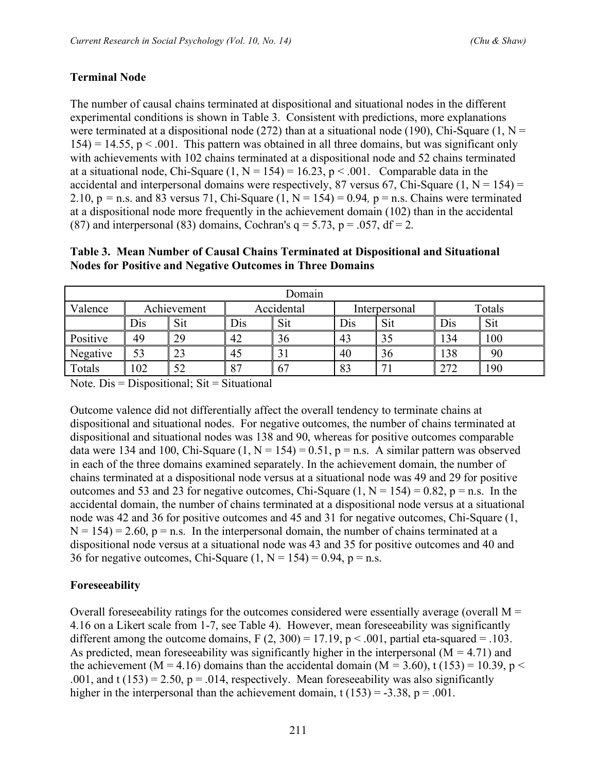**Terminal Node**

The number of causal chains terminated at dispositional and situational nodes in the different experimental conditions is shown in Table 3. Consistent with predictions, more explanations were terminated at a dispositional node (272) than at a situational node (190), Chi-Square $(1, N = 154) = 14.55$, $p < .001$. This pattern was obtained in all three domains, but was significant only with achievements with 102 chains terminated at a dispositional node and 52 chains terminated at a situational node, Chi-Square $(1, N = 154) = 16.23$, $p < .001$. Comparable data in the accidental and interpersonal domains were respectively, 87 versus 67, Chi-Square $(1, N = 154) = 2.10$, p = n.s. and 83 versus 71, Chi-Square $(1, N = 154) = 0.94$, p = n.s. Chains were terminated at a dispositional node more frequently in the achievement domain (102) than in the accidental (87) and interpersonal (83) domains, Cochran's $q = 5.73$, $p = .057$, $df = 2$.

**Table 3. Mean Number of Causal Chains Terminated at Dispositional and Situational Nodes for Positive and Negative Outcomes in Three Domains**

| Domain | | | | | | | | |
|---|---|---|---|---|---|---|---|---|
| Valence | Achievement | | Accidental | | Interpersonal | | Totals | |
| | Dis | Sit | Dis | Sit | Dis | Sit | Dis | Sit |
| Positive | 49 | 29 | 42 | 36 | 43 | 35 | 134 | 100 |
| Negative | 53 | 23 | 45 | 31 | 40 | 36 | 138 | 90 |
| Totals | 102 | 52 | 87 | 67 | 83 | 71 | 272 | 190 |

Note. Dis = Dispositional; Sit = Situational

Outcome valence did not differentially affect the overall tendency to terminate chains at dispositional and situational nodes. For negative outcomes, the number of chains terminated at dispositional and situational nodes was 138 and 90, whereas for positive outcomes comparable data were 134 and 100, Chi-Square $(1, N = 154) = 0.51$, p = n.s. A similar pattern was observed in each of the three domains examined separately. In the achievement domain, the number of chains terminated at a dispositional node versus at a situational node was 49 and 29 for positive outcomes and 53 and 23 for negative outcomes, Chi-Square $(1, N = 154) = 0.82$, p = n.s. In the accidental domain, the number of chains terminated at a dispositional node versus at a situational node was 42 and 36 for positive outcomes and 45 and 31 for negative outcomes, Chi-Square $(1, N = 154) = 2.60$, p = n.s. In the interpersonal domain, the number of chains terminated at a dispositional node versus at a situational node was 43 and 35 for positive outcomes and 40 and 36 for negative outcomes, Chi-Square $(1, N = 154) = 0.94$, p = n.s.

**Foreseeability**

Overall foreseeability ratings for the outcomes considered were essentially average (overall $M = 4.16$ on a Likert scale from 1-7, see Table 4). However, mean foreseeability was significantly different among the outcome domains, $F(2, 300) = 17.19$, $p < .001$, partial eta-squared = .103. As predicted, mean foreseeability was significantly higher in the interpersonal ($M = 4.71$) and the achievement ($M = 4.16$) domains than the accidental domain ($M = 3.60$), $t(153) = 10.39$, $p < .001$, and $t(153) = 2.50$, $p = .014$, respectively. Mean foreseeability was also significantly higher in the interpersonal than the achievement domain, $t(153) = -3.38$, $p = .001$.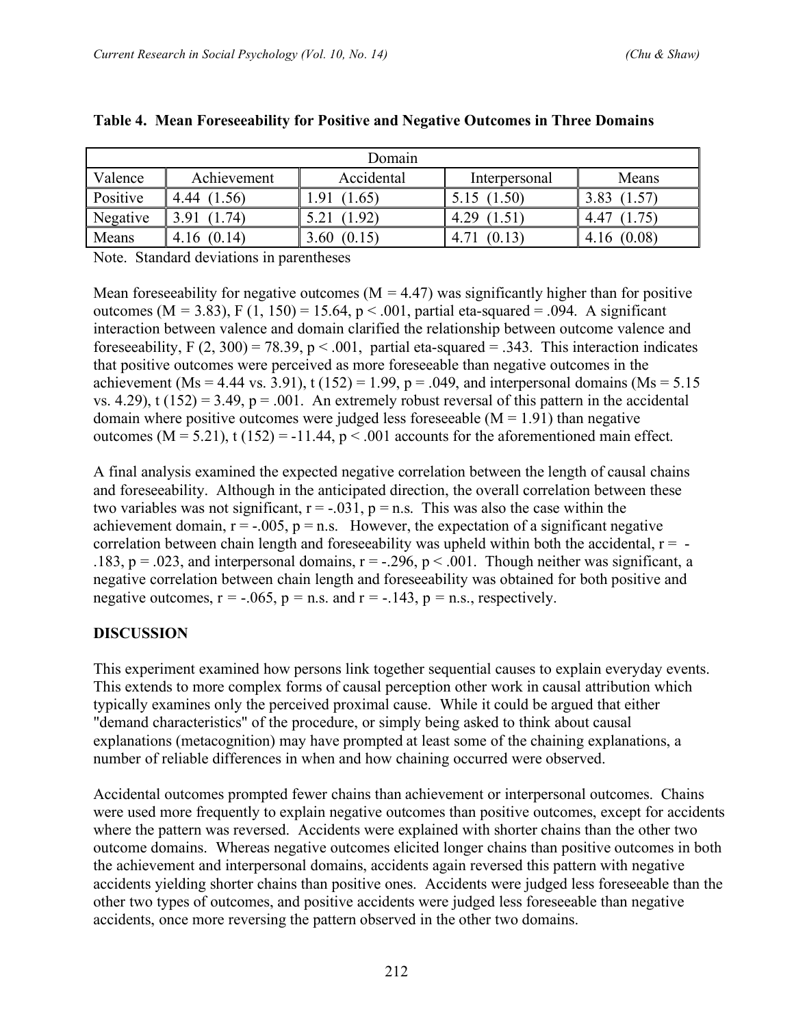**Table 4. Mean Foreseeability for Positive and Negative Outcomes in Three Domains**

| | Domain | | | |
|---|---|---|---|---|
| Valence | Achievement | Accidental | Interpersonal | Means |
| Positive | 4.44 (1.56) | 1.91 (1.65) | 5.15 (1.50) | 3.83 (1.57) |
| Negative | 3.91 (1.74) | 5.21 (1.92) | 4.29 (1.51) | 4.47 (1.75) |
| Means | 4.16 (0.14) | 3.60 (0.15) | 4.71 (0.13) | 4.16 (0.08) |

Note. Standard deviations in parentheses

Mean foreseeability for negative outcomes ($M = 4.47$) was significantly higher than for positive outcomes ($M = 3.83$), $F(1, 150) = 15.64$, $p < .001$, partial eta-squared = .094. A significant interaction between valence and domain clarified the relationship between outcome valence and foreseeability, $F(2, 300) = 78.39$, $p < .001$, partial eta-squared = .343. This interaction indicates that positive outcomes were perceived as more foreseeable than negative outcomes in the achievement (Ms = 4.44 vs. 3.91), $t(152) = 1.99$, $p = .049$, and interpersonal domains (Ms = 5.15 vs. 4.29), $t(152) = 3.49$, $p = .001$. An extremely robust reversal of this pattern in the accidental domain where positive outcomes were judged less foreseeable ($M = 1.91$) than negative outcomes ($M = 5.21$), $t(152) = -11.44$, $p < .001$ accounts for the aforementioned main effect.

A final analysis examined the expected negative correlation between the length of causal chains and foreseeability. Although in the anticipated direction, the overall correlation between these two variables was not significant, $r = -.031$, $p$ = n.s. This was also the case within the achievement domain, $r = -.005$, $p$ = n.s. However, the expectation of a significant negative correlation between chain length and foreseeability was upheld within both the accidental, $r = -.183$, $p = .023$, and interpersonal domains, $r = -.296$, $p < .001$. Though neither was significant, a negative correlation between chain length and foreseeability was obtained for both positive and negative outcomes, $r = -.065$, $p$ = n.s. and $r = -.143$, $p$ = n.s., respectively.

## DISCUSSION

This experiment examined how persons link together sequential causes to explain everyday events. This extends to more complex forms of causal perception other work in causal attribution which typically examines only the perceived proximal cause. While it could be argued that either "demand characteristics" of the procedure, or simply being asked to think about causal explanations (metacognition) may have prompted at least some of the chaining explanations, a number of reliable differences in when and how chaining occurred were observed.

Accidental outcomes prompted fewer chains than achievement or interpersonal outcomes. Chains were used more frequently to explain negative outcomes than positive outcomes, except for accidents where the pattern was reversed. Accidents were explained with shorter chains than the other two outcome domains. Whereas negative outcomes elicited longer chains than positive outcomes in both the achievement and interpersonal domains, accidents again reversed this pattern with negative accidents yielding shorter chains than positive ones. Accidents were judged less foreseeable than the other two types of outcomes, and positive accidents were judged less foreseeable than negative accidents, once more reversing the pattern observed in the other two domains.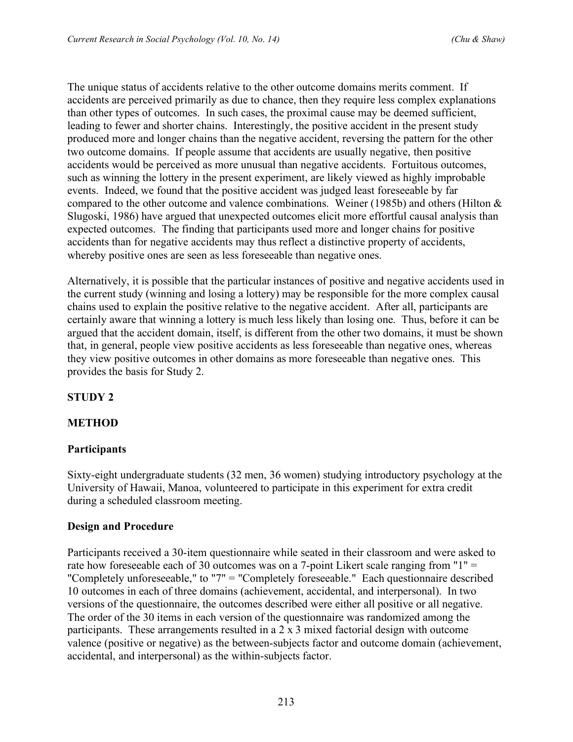The unique status of accidents relative to the other outcome domains merits comment. If accidents are perceived primarily as due to chance, then they require less complex explanations than other types of outcomes. In such cases, the proximal cause may be deemed sufficient, leading to fewer and shorter chains. Interestingly, the positive accident in the present study produced more and longer chains than the negative accident, reversing the pattern for the other two outcome domains. If people assume that accidents are usually negative, then positive accidents would be perceived as more unusual than negative accidents. Fortuitous outcomes, such as winning the lottery in the present experiment, are likely viewed as highly improbable events. Indeed, we found that the positive accident was judged least foreseeable by far compared to the other outcome and valence combinations. Weiner (1985b) and others (Hilton & Slugoski, 1986) have argued that unexpected outcomes elicit more effortful causal analysis than expected outcomes. The finding that participants used more and longer chains for positive accidents than for negative accidents may thus reflect a distinctive property of accidents, whereby positive ones are seen as less foreseeable than negative ones.

Alternatively, it is possible that the particular instances of positive and negative accidents used in the current study (winning and losing a lottery) may be responsible for the more complex causal chains used to explain the positive relative to the negative accident. After all, participants are certainly aware that winning a lottery is much less likely than losing one. Thus, before it can be argued that the accident domain, itself, is different from the other two domains, it must be shown that, in general, people view positive accidents as less foreseeable than negative ones, whereas they view positive outcomes in other domains as more foreseeable than negative ones. This provides the basis for Study 2.

## STUDY 2

## METHOD

### Participants

Sixty-eight undergraduate students (32 men, 36 women) studying introductory psychology at the University of Hawaii, Manoa, volunteered to participate in this experiment for extra credit during a scheduled classroom meeting.

### Design and Procedure

Participants received a 30-item questionnaire while seated in their classroom and were asked to rate how foreseeable each of 30 outcomes was on a 7-point Likert scale ranging from "1" = "Completely unforeseeable," to "7" = "Completely foreseeable." Each questionnaire described 10 outcomes in each of three domains (achievement, accidental, and interpersonal). In two versions of the questionnaire, the outcomes described were either all positive or all negative. The order of the 30 items in each version of the questionnaire was randomized among the participants. These arrangements resulted in a 2 x 3 mixed factorial design with outcome valence (positive or negative) as the between-subjects factor and outcome domain (achievement, accidental, and interpersonal) as the within-subjects factor.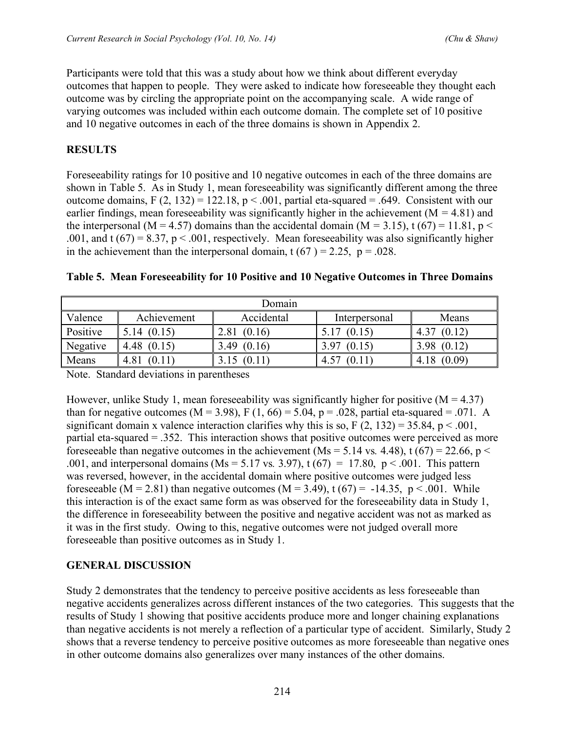Participants were told that this was a study about how we think about different everyday outcomes that happen to people. They were asked to indicate how foreseeable they thought each outcome was by circling the appropriate point on the accompanying scale. A wide range of varying outcomes was included within each outcome domain. The complete set of 10 positive and 10 negative outcomes in each of the three domains is shown in Appendix 2.

## RESULTS

Foreseeability ratings for 10 positive and 10 negative outcomes in each of the three domains are shown in Table 5. As in Study 1, mean foreseeability was significantly different among the three outcome domains, $F(2, 132) = 122.18$, $p < .001$, partial eta-squared = .649. Consistent with our earlier findings, mean foreseeability was significantly higher in the achievement ($M = 4.81$) and the interpersonal ($M = 4.57$) domains than the accidental domain ($M = 3.15$), $t(67) = 11.81$, $p < .001$, and $t(67) = 8.37$, $p < .001$, respectively. Mean foreseeability was also significantly higher in the achievement than the interpersonal domain, $t(67) = 2.25$, $p = .028$.

**Table 5. Mean Foreseeability for 10 Positive and 10 Negative Outcomes in Three Domains**

| | Domain | | | |
|---|---|---|---|---|
| Valence | Achievement | Accidental | Interpersonal | Means |
| Positive | 5.14 (0.15) | 2.81 (0.16) | 5.17 (0.15) | 4.37 (0.12) |
| Negative | 4.48 (0.15) | 3.49 (0.16) | 3.97 (0.15) | 3.98 (0.12) |
| Means | 4.81 (0.11) | 3.15 (0.11) | 4.57 (0.11) | 4.18 (0.09) |

Note. Standard deviations in parentheses

However, unlike Study 1, mean foreseeability was significantly higher for positive ($M = 4.37$) than for negative outcomes ($M = 3.98$), $F(1, 66) = 5.04$, $p = .028$, partial eta-squared = .071. A significant domain x valence interaction clarifies why this is so, $F(2, 132) = 35.84$, $p < .001$, partial eta-squared = .352. This interaction shows that positive outcomes were perceived as more foreseeable than negative outcomes in the achievement (Ms = 5.14 vs. 4.48), $t(67) = 22.66$, $p < .001$, and interpersonal domains (Ms = 5.17 vs. 3.97), $t(67) = 17.80$, $p < .001$. This pattern was reversed, however, in the accidental domain where positive outcomes were judged less foreseeable ($M = 2.81$) than negative outcomes ($M = 3.49$), $t(67) = -14.35$, $p < .001$. While this interaction is of the exact same form as was observed for the foreseeability data in Study 1, the difference in foreseeability between the positive and negative accident was not as marked as it was in the first study. Owing to this, negative outcomes were not judged overall more foreseeable than positive outcomes as in Study 1.

## GENERAL DISCUSSION

Study 2 demonstrates that the tendency to perceive positive accidents as less foreseeable than negative accidents generalizes across different instances of the two categories. This suggests that the results of Study 1 showing that positive accidents produce more and longer chaining explanations than negative accidents is not merely a reflection of a particular type of accident. Similarly, Study 2 shows that a reverse tendency to perceive positive outcomes as more foreseeable than negative ones in other outcome domains also generalizes over many instances of the other domains.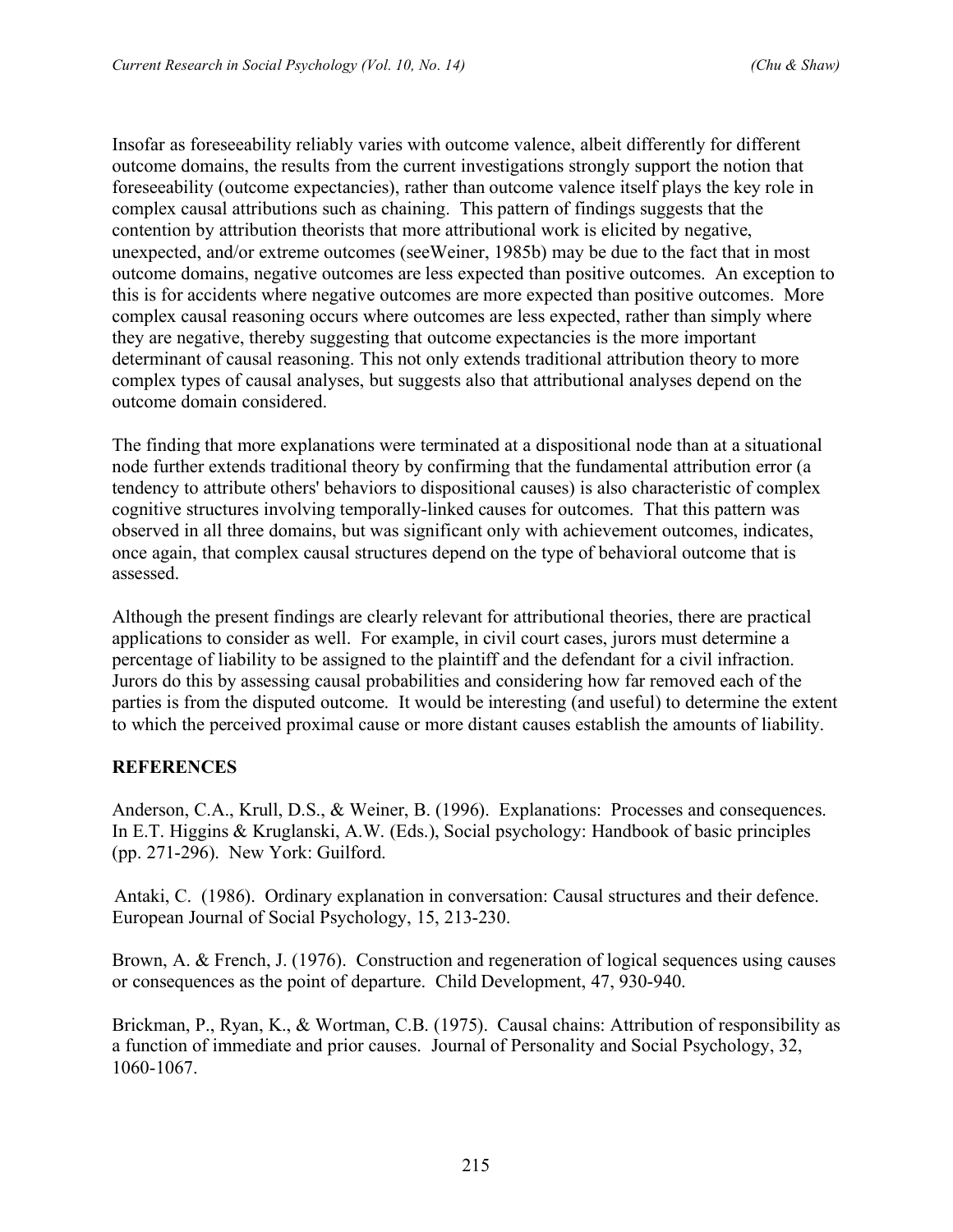Insofar as foreseeability reliably varies with outcome valence, albeit differently for different outcome domains, the results from the current investigations strongly support the notion that foreseeability (outcome expectancies), rather than outcome valence itself plays the key role in complex causal attributions such as chaining. This pattern of findings suggests that the contention by attribution theorists that more attributional work is elicited by negative, unexpected, and/or extreme outcomes (seeWeiner, 1985b) may be due to the fact that in most outcome domains, negative outcomes are less expected than positive outcomes. An exception to this is for accidents where negative outcomes are more expected than positive outcomes. More complex causal reasoning occurs where outcomes are less expected, rather than simply where they are negative, thereby suggesting that outcome expectancies is the more important determinant of causal reasoning. This not only extends traditional attribution theory to more complex types of causal analyses, but suggests also that attributional analyses depend on the outcome domain considered.

The finding that more explanations were terminated at a dispositional node than at a situational node further extends traditional theory by confirming that the fundamental attribution error (a tendency to attribute others' behaviors to dispositional causes) is also characteristic of complex cognitive structures involving temporally-linked causes for outcomes. That this pattern was observed in all three domains, but was significant only with achievement outcomes, indicates, once again, that complex causal structures depend on the type of behavioral outcome that is assessed.

Although the present findings are clearly relevant for attributional theories, there are practical applications to consider as well. For example, in civil court cases, jurors must determine a percentage of liability to be assigned to the plaintiff and the defendant for a civil infraction. Jurors do this by assessing causal probabilities and considering how far removed each of the parties is from the disputed outcome. It would be interesting (and useful) to determine the extent to which the perceived proximal cause or more distant causes establish the amounts of liability.

## REFERENCES

Anderson, C.A., Krull, D.S., & Weiner, B. (1996). Explanations: Processes and consequences. In E.T. Higgins & Kruglanski, A.W. (Eds.), Social psychology: Handbook of basic principles (pp. 271-296). New York: Guilford.

Antaki, C. (1986). Ordinary explanation in conversation: Causal structures and their defence. European Journal of Social Psychology, 15, 213-230.

Brown, A. & French, J. (1976). Construction and regeneration of logical sequences using causes or consequences as the point of departure. Child Development, 47, 930-940.

Brickman, P., Ryan, K., & Wortman, C.B. (1975). Causal chains: Attribution of responsibility as a function of immediate and prior causes. Journal of Personality and Social Psychology, 32, 1060-1067.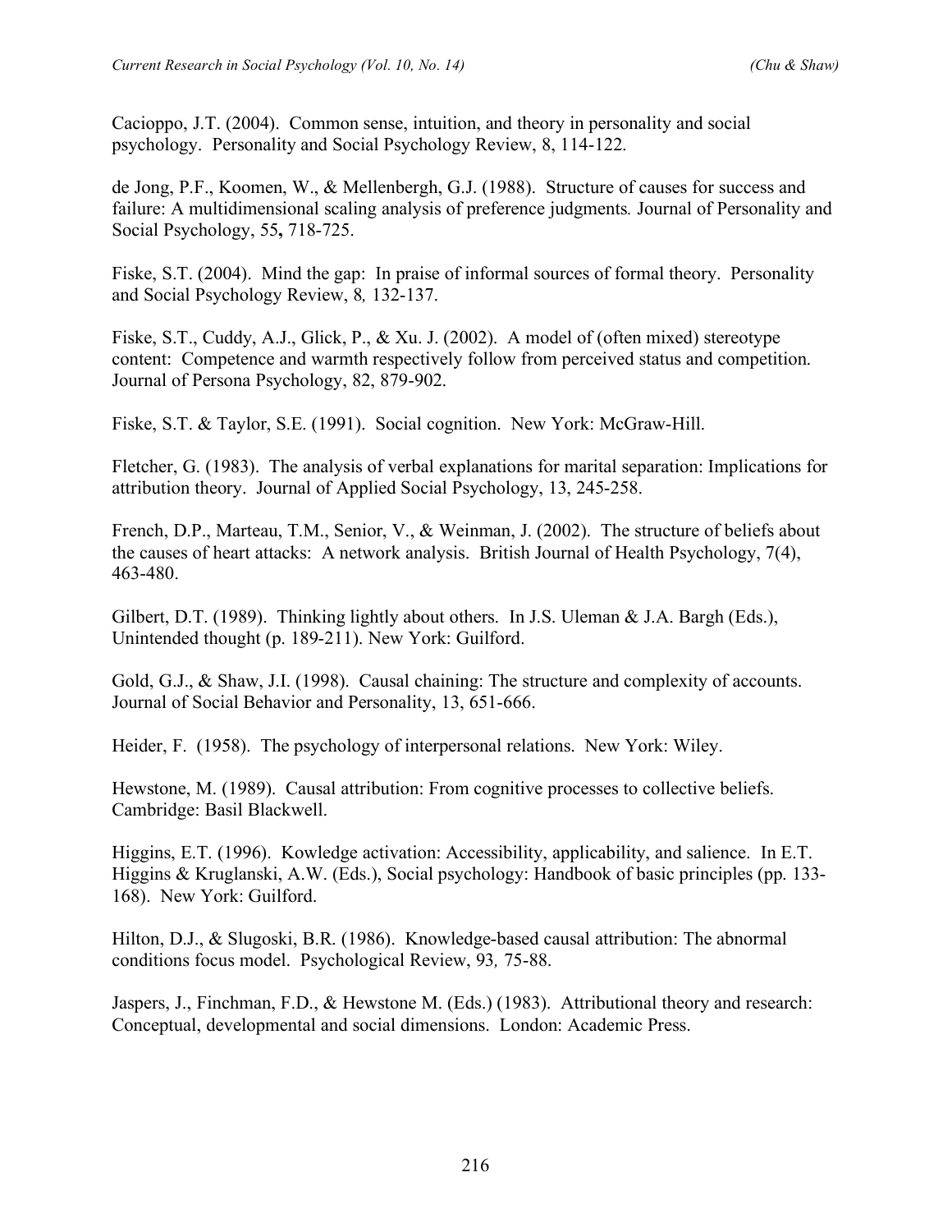Cacioppo, J.T. (2004). Common sense, intuition, and theory in personality and social psychology. Personality and Social Psychology Review, 8, 114-122.

de Jong, P.F., Koomen, W., & Mellenbergh, G.J. (1988). Structure of causes for success and failure: A multidimensional scaling analysis of preference judgments. Journal of Personality and Social Psychology, 55**,** 718-725.

Fiske, S.T. (2004). Mind the gap: In praise of informal sources of formal theory. Personality and Social Psychology Review, 8*,* 132-137.

Fiske, S.T., Cuddy, A.J., Glick, P., & Xu. J. (2002). A model of (often mixed) stereotype content: Competence and warmth respectively follow from perceived status and competition. Journal of Persona Psychology, 82, 879-902.

Fiske, S.T. & Taylor, S.E. (1991). Social cognition. New York: McGraw-Hill.

Fletcher, G. (1983). The analysis of verbal explanations for marital separation: Implications for attribution theory. Journal of Applied Social Psychology, 13, 245-258.

French, D.P., Marteau, T.M., Senior, V., & Weinman, J. (2002). The structure of beliefs about the causes of heart attacks: A network analysis. British Journal of Health Psychology, 7(4), 463-480.

Gilbert, D.T. (1989). Thinking lightly about others. In J.S. Uleman & J.A. Bargh (Eds.), Unintended thought (p. 189-211). New York: Guilford.

Gold, G.J., & Shaw, J.I. (1998). Causal chaining: The structure and complexity of accounts. Journal of Social Behavior and Personality, 13, 651-666.

Heider, F. (1958). The psychology of interpersonal relations. New York: Wiley.

Hewstone, M. (1989). Causal attribution: From cognitive processes to collective beliefs. Cambridge: Basil Blackwell.

Higgins, E.T. (1996). Kowledge activation: Accessibility, applicability, and salience. In E.T. Higgins & Kruglanski, A.W. (Eds.), Social psychology: Handbook of basic principles (pp. 133-168). New York: Guilford.

Hilton, D.J., & Slugoski, B.R. (1986). Knowledge-based causal attribution: The abnormal conditions focus model. Psychological Review, 93*,* 75-88.

Jaspers, J., Finchman, F.D., & Hewstone M. (Eds.) (1983). Attributional theory and research: Conceptual, developmental and social dimensions. London: Academic Press.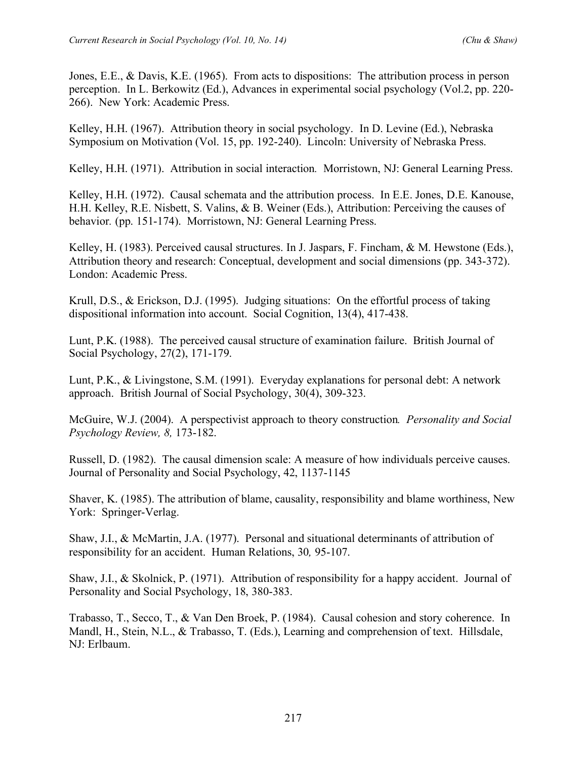Jones, E.E., & Davis, K.E. (1965). From acts to dispositions: The attribution process in person perception. In L. Berkowitz (Ed.), Advances in experimental social psychology (Vol.2, pp. 220-266). New York: Academic Press.

Kelley, H.H. (1967). Attribution theory in social psychology. In D. Levine (Ed.), Nebraska Symposium on Motivation (Vol. 15, pp. 192-240). Lincoln: University of Nebraska Press.

Kelley, H.H. (1971). Attribution in social interaction. Morristown, NJ: General Learning Press.

Kelley, H.H. (1972). Causal schemata and the attribution process. In E.E. Jones, D.E. Kanouse, H.H. Kelley, R.E. Nisbett, S. Valins, & B. Weiner (Eds.), Attribution: Perceiving the causes of behavior. (pp. 151-174). Morristown, NJ: General Learning Press.

Kelley, H. (1983). Perceived causal structures. In J. Jaspars, F. Fincham, & M. Hewstone (Eds.), Attribution theory and research: Conceptual, development and social dimensions (pp. 343-372). London: Academic Press.

Krull, D.S., & Erickson, D.J. (1995). Judging situations: On the effortful process of taking dispositional information into account. Social Cognition, 13(4), 417-438.

Lunt, P.K. (1988). The perceived causal structure of examination failure. British Journal of Social Psychology, 27(2), 171-179.

Lunt, P.K., & Livingstone, S.M. (1991). Everyday explanations for personal debt: A network approach. British Journal of Social Psychology, 30(4), 309-323.

McGuire, W.J. (2004). A perspectivist approach to theory construction. *Personality and Social Psychology Review, 8,* 173-182.

Russell, D. (1982). The causal dimension scale: A measure of how individuals perceive causes. Journal of Personality and Social Psychology, 42, 1137-1145

Shaver, K. (1985). The attribution of blame, causality, responsibility and blame worthiness, New York: Springer-Verlag.

Shaw, J.I., & McMartin, J.A. (1977). Personal and situational determinants of attribution of responsibility for an accident. Human Relations, 30, 95-107.

Shaw, J.I., & Skolnick, P. (1971). Attribution of responsibility for a happy accident. Journal of Personality and Social Psychology, 18, 380-383.

Trabasso, T., Secco, T., & Van Den Broek, P. (1984). Causal cohesion and story coherence. In Mandl, H., Stein, N.L., & Trabasso, T. (Eds.), Learning and comprehension of text. Hillsdale, NJ: Erlbaum.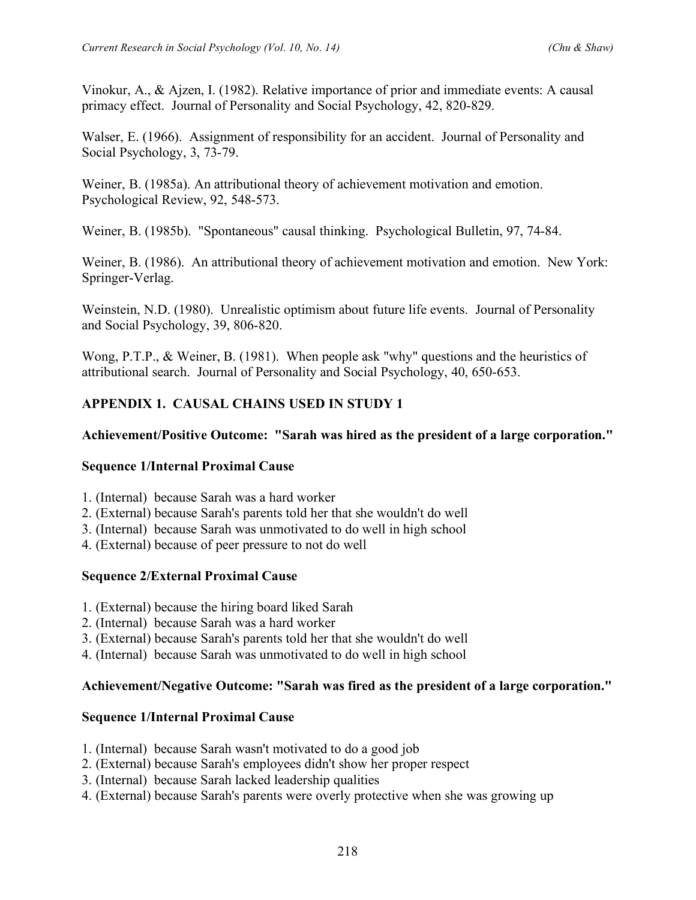Vinokur, A., & Ajzen, I. (1982). Relative importance of prior and immediate events: A causal primacy effect. Journal of Personality and Social Psychology, 42, 820-829.

Walser, E. (1966). Assignment of responsibility for an accident. Journal of Personality and Social Psychology, 3, 73-79.

Weiner, B. (1985a). An attributional theory of achievement motivation and emotion. Psychological Review, 92, 548-573.

Weiner, B. (1985b). "Spontaneous" causal thinking. Psychological Bulletin, 97, 74-84.

Weiner, B. (1986). An attributional theory of achievement motivation and emotion. New York: Springer-Verlag.

Weinstein, N.D. (1980). Unrealistic optimism about future life events. Journal of Personality and Social Psychology, 39, 806-820.

Wong, P.T.P., & Weiner, B. (1981). When people ask "why" questions and the heuristics of attributional search. Journal of Personality and Social Psychology, 40, 650-653.

## APPENDIX 1. CAUSAL CHAINS USED IN STUDY 1

### Achievement/Positive Outcome: "Sarah was hired as the president of a large corporation."

**Sequence 1/Internal Proximal Cause**

1. (Internal) because Sarah was a hard worker
2. (External) because Sarah's parents told her that she wouldn't do well
3. (Internal) because Sarah was unmotivated to do well in high school
4. (External) because of peer pressure to not do well

**Sequence 2/External Proximal Cause**

1. (External) because the hiring board liked Sarah
2. (Internal) because Sarah was a hard worker
3. (External) because Sarah's parents told her that she wouldn't do well
4. (Internal) because Sarah was unmotivated to do well in high school

### Achievement/Negative Outcome: "Sarah was fired as the president of a large corporation."

**Sequence 1/Internal Proximal Cause**

1. (Internal) because Sarah wasn't motivated to do a good job
2. (External) because Sarah's employees didn't show her proper respect
3. (Internal) because Sarah lacked leadership qualities
4. (External) because Sarah's parents were overly protective when she was growing up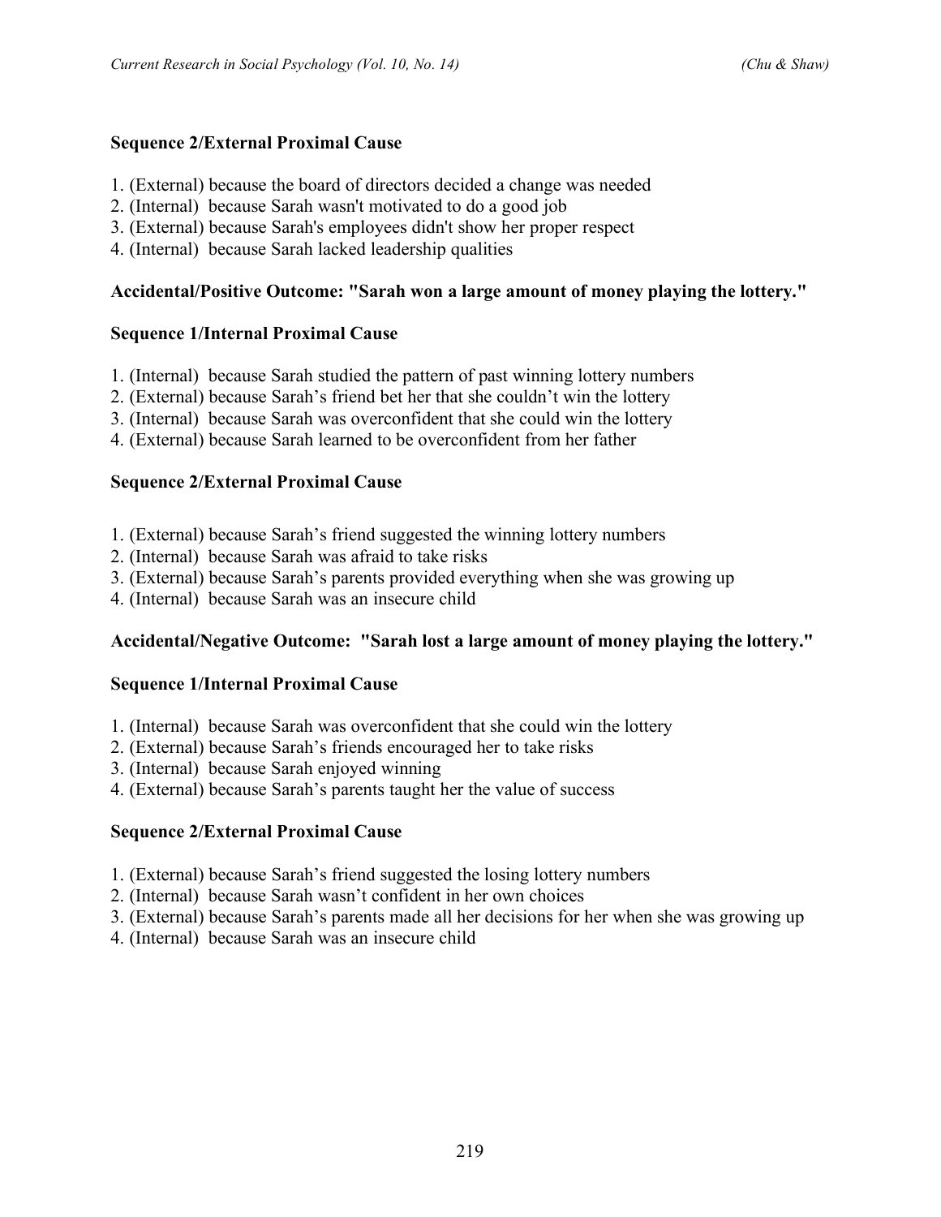**Sequence 2/External Proximal Cause**

1. (External) because the board of directors decided a change was needed
2. (Internal) because Sarah wasn't motivated to do a good job
3. (External) because Sarah's employees didn't show her proper respect
4. (Internal) because Sarah lacked leadership qualities

**Accidental/Positive Outcome: "Sarah won a large amount of money playing the lottery."**

**Sequence 1/Internal Proximal Cause**

1. (Internal) because Sarah studied the pattern of past winning lottery numbers
2. (External) because Sarah's friend bet her that she couldn't win the lottery
3. (Internal) because Sarah was overconfident that she could win the lottery
4. (External) because Sarah learned to be overconfident from her father

**Sequence 2/External Proximal Cause**

1. (External) because Sarah's friend suggested the winning lottery numbers
2. (Internal) because Sarah was afraid to take risks
3. (External) because Sarah's parents provided everything when she was growing up
4. (Internal) because Sarah was an insecure child

**Accidental/Negative Outcome: "Sarah lost a large amount of money playing the lottery."**

**Sequence 1/Internal Proximal Cause**

1. (Internal) because Sarah was overconfident that she could win the lottery
2. (External) because Sarah's friends encouraged her to take risks
3. (Internal) because Sarah enjoyed winning
4. (External) because Sarah's parents taught her the value of success

**Sequence 2/External Proximal Cause**

1. (External) because Sarah's friend suggested the losing lottery numbers
2. (Internal) because Sarah wasn't confident in her own choices
3. (External) because Sarah's parents made all her decisions for her when she was growing up
4. (Internal) because Sarah was an insecure child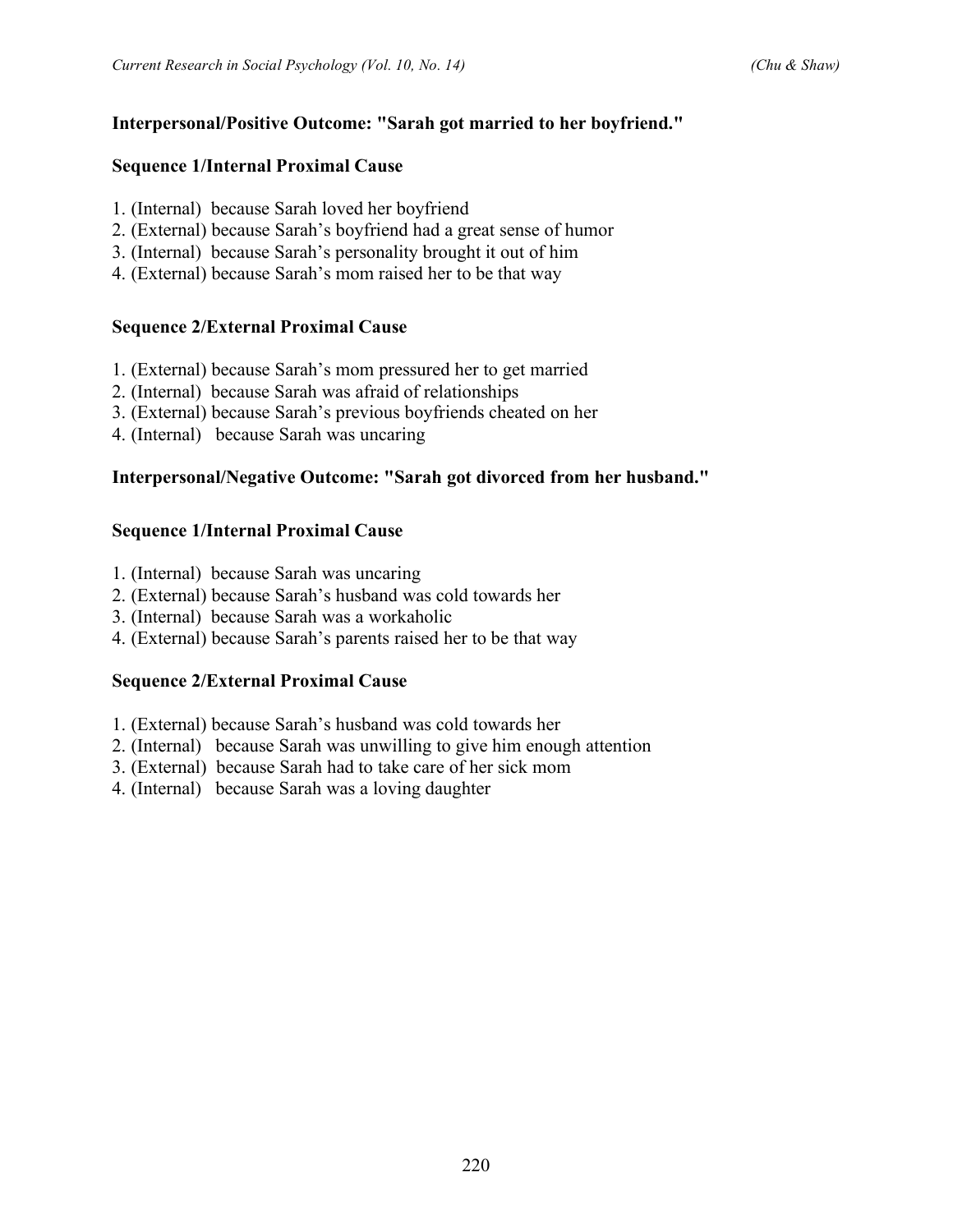**Interpersonal/Positive Outcome: "Sarah got married to her boyfriend."**

**Sequence 1/Internal Proximal Cause**

1. (Internal) because Sarah loved her boyfriend
2. (External) because Sarah's boyfriend had a great sense of humor
3. (Internal) because Sarah's personality brought it out of him
4. (External) because Sarah's mom raised her to be that way

**Sequence 2/External Proximal Cause**

1. (External) because Sarah's mom pressured her to get married
2. (Internal) because Sarah was afraid of relationships
3. (External) because Sarah's previous boyfriends cheated on her
4. (Internal) because Sarah was uncaring

**Interpersonal/Negative Outcome: "Sarah got divorced from her husband."**

**Sequence 1/Internal Proximal Cause**

1. (Internal) because Sarah was uncaring
2. (External) because Sarah's husband was cold towards her
3. (Internal) because Sarah was a workaholic
4. (External) because Sarah's parents raised her to be that way

**Sequence 2/External Proximal Cause**

1. (External) because Sarah's husband was cold towards her
2. (Internal) because Sarah was unwilling to give him enough attention
3. (External) because Sarah had to take care of her sick mom
4. (Internal) because Sarah was a loving daughter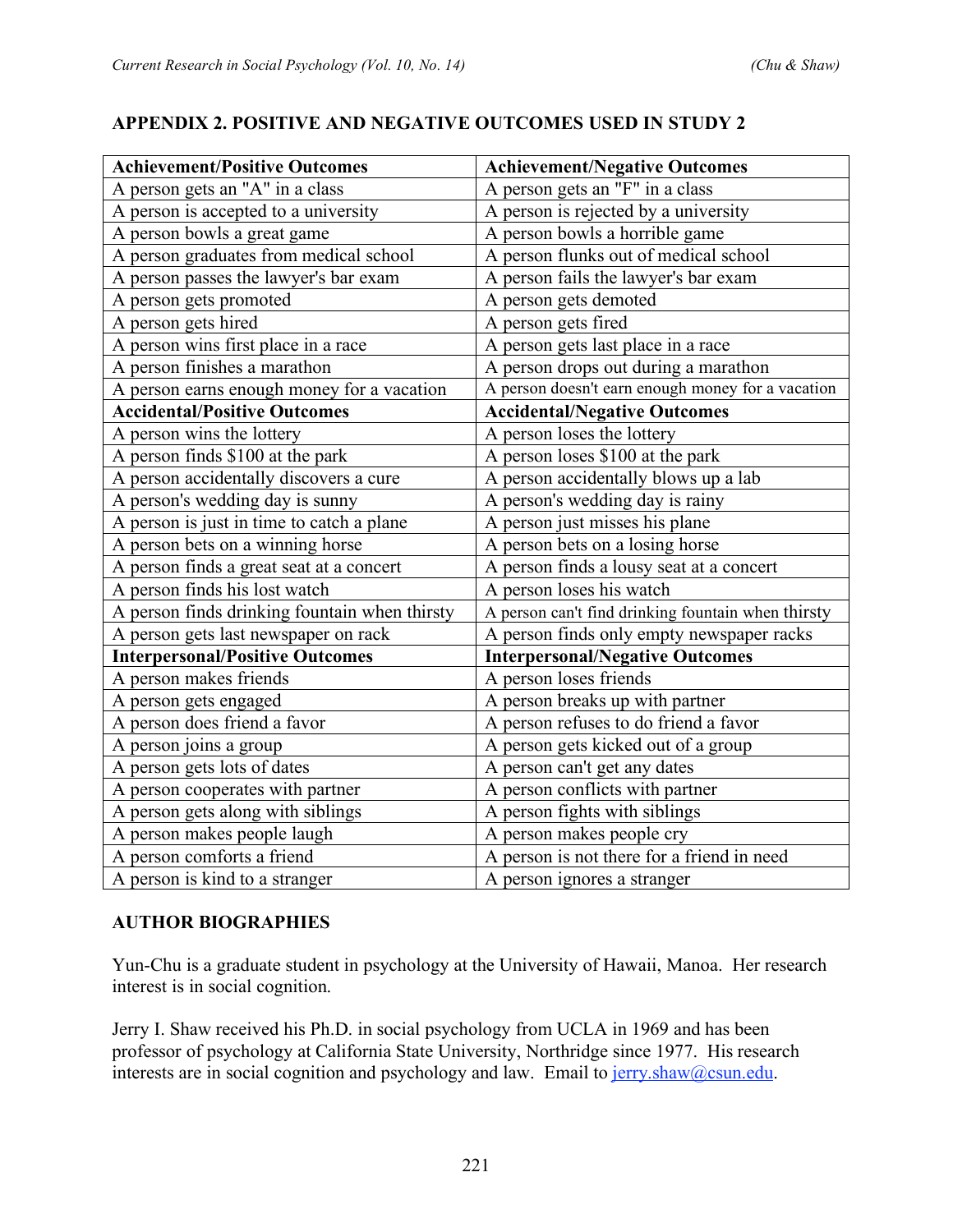## APPENDIX 2. POSITIVE AND NEGATIVE OUTCOMES USED IN STUDY 2

| **Achievement/Positive Outcomes** | **Achievement/Negative Outcomes** |
|---|---|
| A person gets an "A" in a class | A person gets an "F" in a class |
| A person is accepted to a university | A person is rejected by a university |
| A person bowls a great game | A person bowls a horrible game |
| A person graduates from medical school | A person flunks out of medical school |
| A person passes the lawyer's bar exam | A person fails the lawyer's bar exam |
| A person gets promoted | A person gets demoted |
| A person gets hired | A person gets fired |
| A person wins first place in a race | A person gets last place in a race |
| A person finishes a marathon | A person drops out during a marathon |
| A person earns enough money for a vacation | A person doesn't earn enough money for a vacation |
| **Accidental/Positive Outcomes** | **Accidental/Negative Outcomes** |
| A person wins the lottery | A person loses the lottery |
| A person finds $100 at the park | A person loses $100 at the park |
| A person accidentally discovers a cure | A person accidentally blows up a lab |
| A person's wedding day is sunny | A person's wedding day is rainy |
| A person is just in time to catch a plane | A person just misses his plane |
| A person bets on a winning horse | A person bets on a losing horse |
| A person finds a great seat at a concert | A person finds a lousy seat at a concert |
| A person finds his lost watch | A person loses his watch |
| A person finds drinking fountain when thirsty | A person can't find drinking fountain when thirsty |
| A person gets last newspaper on rack | A person finds only empty newspaper racks |
| **Interpersonal/Positive Outcomes** | **Interpersonal/Negative Outcomes** |
| A person makes friends | A person loses friends |
| A person gets engaged | A person breaks up with partner |
| A person does friend a favor | A person refuses to do friend a favor |
| A person joins a group | A person gets kicked out of a group |
| A person gets lots of dates | A person can't get any dates |
| A person cooperates with partner | A person conflicts with partner |
| A person gets along with siblings | A person fights with siblings |
| A person makes people laugh | A person makes people cry |
| A person comforts a friend | A person is not there for a friend in need |
| A person is kind to a stranger | A person ignores a stranger |

## AUTHOR BIOGRAPHIES

Yun-Chu is a graduate student in psychology at the University of Hawaii, Manoa. Her research interest is in social cognition.

Jerry I. Shaw received his Ph.D. in social psychology from UCLA in 1969 and has been professor of psychology at California State University, Northridge since 1977. His research interests are in social cognition and psychology and law. Email to jerry.shaw@csun.edu.